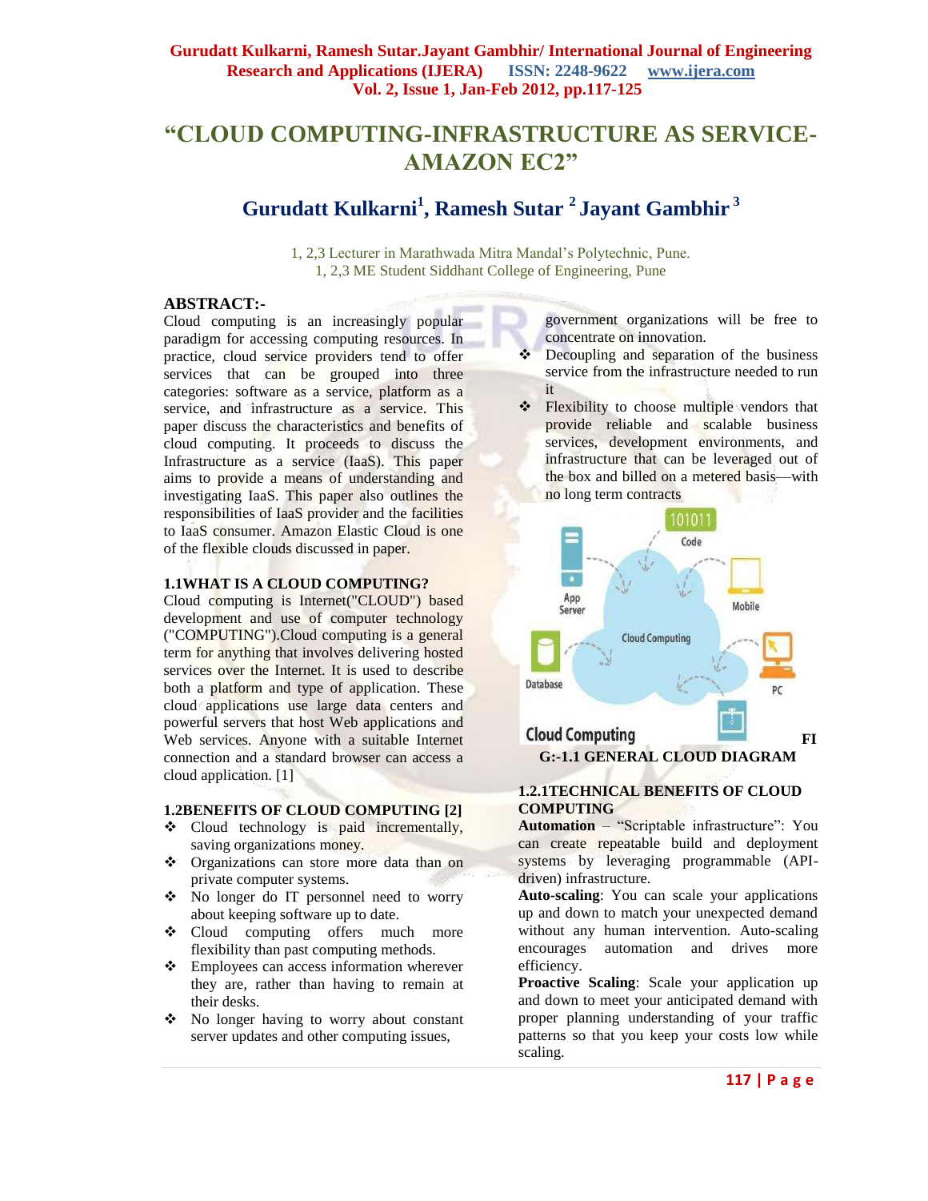# "CLOUD COMPUTING-INFRASTRUCTURE AS SERVICE-AMAZON EC2"

## Gurudatt Kulkarni[1], Ramesh Sutar [2] Jayant Gambhir [3]

1, 2,3 Lecturer in Marathwada Mitra Mandal's Polytechnic, Pune.
1, 2,3 ME Student Siddhant College of Engineering, Pune

**ABSTRACT:-**
Cloud computing is an increasingly popular paradigm for accessing computing resources. In practice, cloud service providers tend to offer services that can be grouped into three categories: software as a service, platform as a service, and infrastructure as a service. This paper discuss the characteristics and benefits of cloud computing. It proceeds to discuss the Infrastructure as a service (IaaS). This paper aims to provide a means of understanding and investigating IaaS. This paper also outlines the responsibilities of IaaS provider and the facilities to IaaS consumer. Amazon Elastic Cloud is one of the flexible clouds discussed in paper.

### 1.1WHAT IS A CLOUD COMPUTING?

Cloud computing is Internet("CLOUD") based development and use of computer technology ("COMPUTING").Cloud computing is a general term for anything that involves delivering hosted services over the Internet. It is used to describe both a platform and type of application. These cloud applications use large data centers and powerful servers that host Web applications and Web services. Anyone with a suitable Internet connection and a standard browser can access a cloud application. [1]

### 1.2BENEFITS OF CLOUD COMPUTING [2]

- Cloud technology is paid incrementally, saving organizations money.
- Organizations can store more data than on private computer systems.
- No longer do IT personnel need to worry about keeping software up to date.
- Cloud computing offers much more flexibility than past computing methods.
- Employees can access information wherever they are, rather than having to remain at their desks.
- No longer having to worry about constant server updates and other computing issues, government organizations will be free to concentrate on innovation.
- Decoupling and separation of the business service from the infrastructure needed to run it
- Flexibility to choose multiple vendors that provide reliable and scalable business services, development environments, and infrastructure that can be leveraged out of the box and billed on a metered basis—with no long term contracts

FIG:-1.1 GENERAL CLOUD DIAGRAM

### 1.2.1TECHNICAL BENEFITS OF CLOUD COMPUTING

**Automation** – "Scriptable infrastructure": You can create repeatable build and deployment systems by leveraging programmable (API-driven) infrastructure.

**Auto-scaling**: You can scale your applications up and down to match your unexpected demand without any human intervention. Auto-scaling encourages automation and drives more efficiency.

**Proactive Scaling**: Scale your application up and down to meet your anticipated demand with proper planning understanding of your traffic patterns so that you keep your costs low while scaling.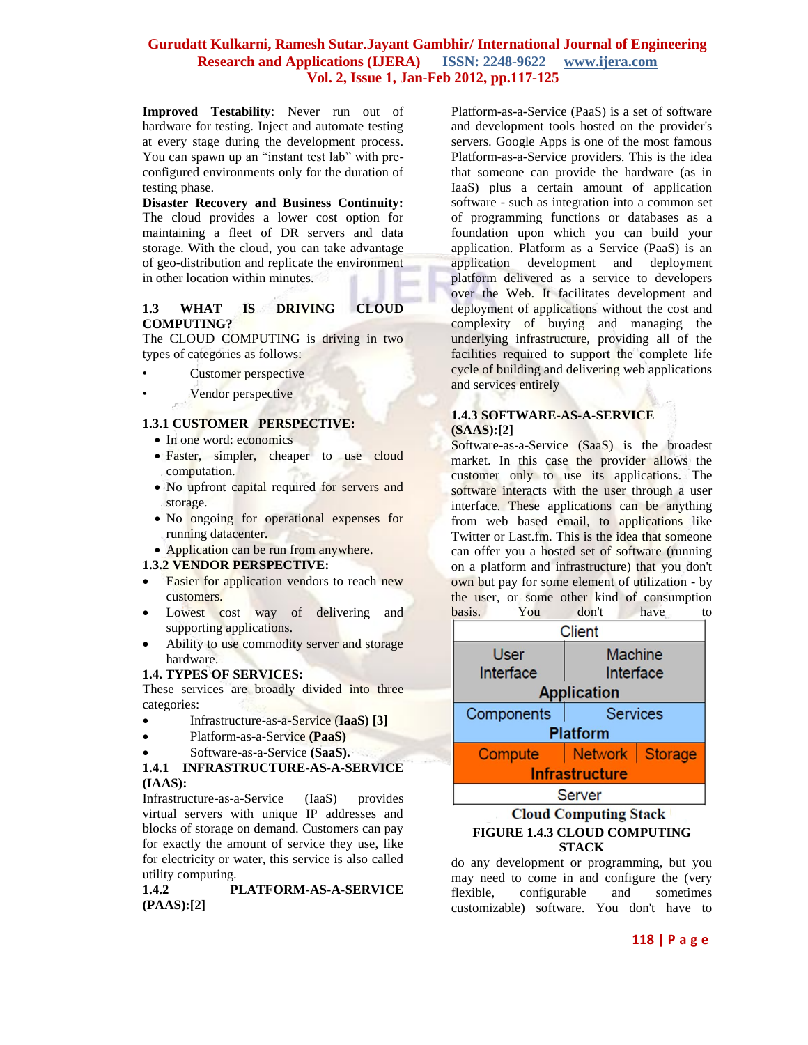**Improved Testability**: Never run out of hardware for testing. Inject and automate testing at every stage during the development process. You can spawn up an "instant test lab" with pre-configured environments only for the duration of testing phase.

**Disaster Recovery and Business Continuity:** The cloud provides a lower cost option for maintaining a fleet of DR servers and data storage. With the cloud, you can take advantage of geo-distribution and replicate the environment in other location within minutes.

## 1.3 WHAT IS DRIVING CLOUD COMPUTING?

The CLOUD COMPUTING is driving in two types of categories as follows:

- Customer perspective
- Vendor perspective

### 1.3.1 CUSTOMER PERSPECTIVE:

- In one word: economics
- Faster, simpler, cheaper to use cloud computation.
- No upfront capital required for servers and storage.
- No ongoing for operational expenses for running datacenter.
- Application can be run from anywhere.

### 1.3.2 VENDOR PERSPECTIVE:

- Easier for application vendors to reach new customers.
- Lowest cost way of delivering and supporting applications.
- Ability to use commodity server and storage hardware.

## 1.4. TYPES OF SERVICES:

These services are broadly divided into three categories:

- Infrastructure-as-a-Service (**IaaS) [3]**
- Platform-as-a-Service **(PaaS)**
- Software-as-a-Service **(SaaS).**

### 1.4.1 INFRASTRUCTURE-AS-A-SERVICE (IAAS):

Infrastructure-as-a-Service (IaaS) provides virtual servers with unique IP addresses and blocks of storage on demand. Customers can pay for exactly the amount of service they use, like for electricity or water, this service is also called utility computing.

### 1.4.2 PLATFORM-AS-A-SERVICE (PAAS):[2]

Platform-as-a-Service (PaaS) is a set of software and development tools hosted on the provider's servers. Google Apps is one of the most famous Platform-as-a-Service providers. This is the idea that someone can provide the hardware (as in IaaS) plus a certain amount of application software - such as integration into a common set of programming functions or databases as a foundation upon which you can build your application. Platform as a Service (PaaS) is an application development and deployment platform delivered as a service to developers over the Web. It facilitates development and deployment of applications without the cost and complexity of buying and managing the underlying infrastructure, providing all of the facilities required to support the complete life cycle of building and delivering web applications and services entirely

### 1.4.3 SOFTWARE-AS-A-SERVICE (SAAS):[2]

Software-as-a-Service (SaaS) is the broadest market. In this case the provider allows the customer only to use its applications. The software interacts with the user through a user interface. These applications can be anything from web based email, to applications like Twitter or Last.fm. This is the idea that someone can offer you a hosted set of software (running on a platform and infrastructure) that you don't own but pay for some element of utilization - by the user, or some other kind of consumption basis. You don't have to do any development or programming, but you may need to come in and configure the (very flexible, configurable and sometimes customizable) software. You don't have to

| Client | | |
|---|---|---|
| User Interface | Machine Interface | |
| Application | | |
| Components | Services | |
| Platform | | |
| Compute | Network | Storage |
| Infrastructure | | |
| Server | | |

Cloud Computing Stack

**FIGURE 1.4.3 CLOUD COMPUTING STACK**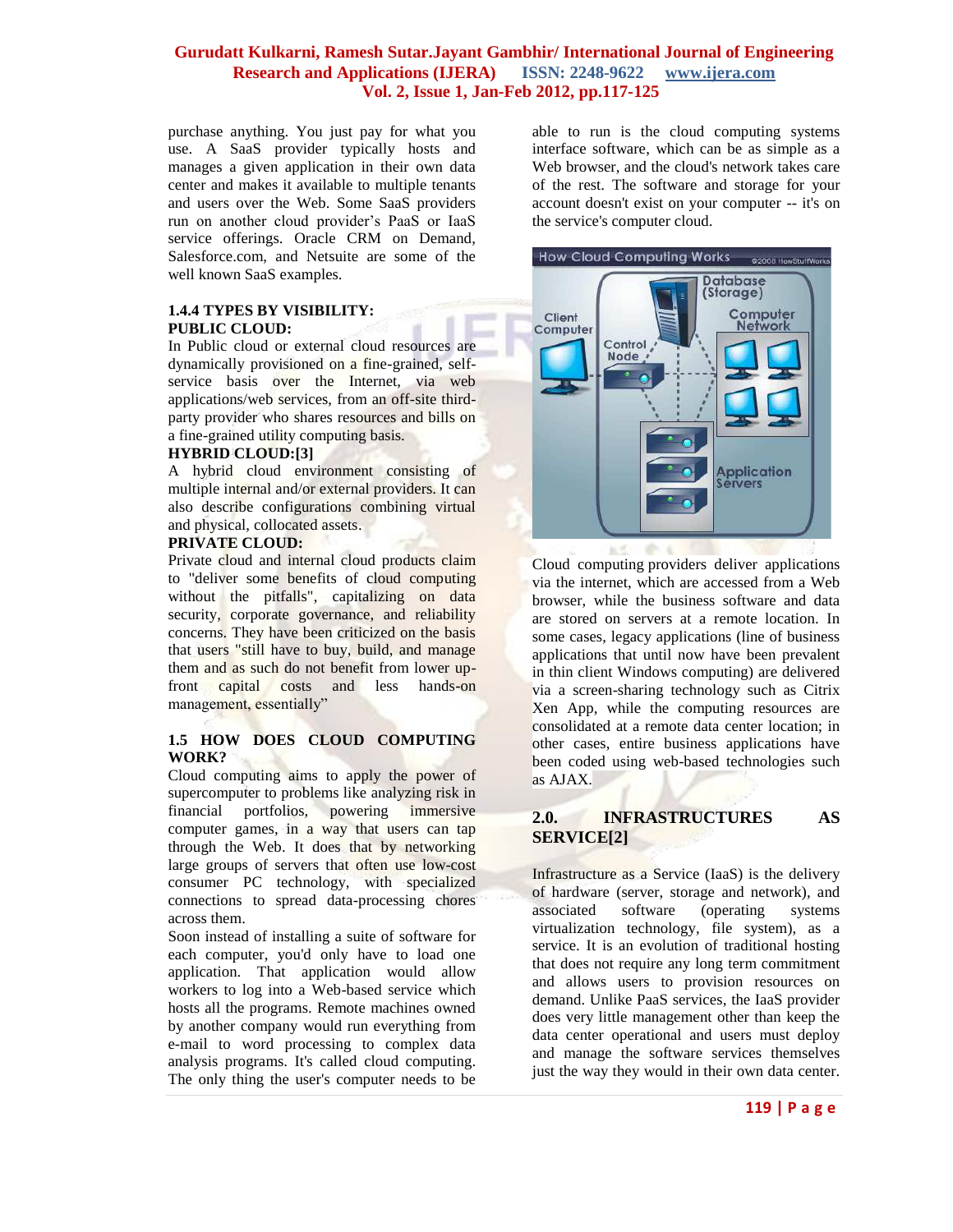purchase anything. You just pay for what you use. A SaaS provider typically hosts and manages a given application in their own data center and makes it available to multiple tenants and users over the Web. Some SaaS providers run on another cloud provider's PaaS or IaaS service offerings. Oracle CRM on Demand, Salesforce.com, and Netsuite are some of the well known SaaS examples.

### 1.4.4 TYPES BY VISIBILITY:

**PUBLIC CLOUD:**

In Public cloud or external cloud resources are dynamically provisioned on a fine-grained, self-service basis over the Internet, via web applications/web services, from an off-site third-party provider who shares resources and bills on a fine-grained utility computing basis.

**HYBRID CLOUD:[3]**

A hybrid cloud environment consisting of multiple internal and/or external providers. It can also describe configurations combining virtual and physical, collocated assets.

**PRIVATE CLOUD:**

Private cloud and internal cloud products claim to "deliver some benefits of cloud computing without the pitfalls", capitalizing on data security, corporate governance, and reliability concerns. They have been criticized on the basis that users "still have to buy, build, and manage them and as such do not benefit from lower up-front capital costs and less hands-on management, essentially"

### 1.5 HOW DOES CLOUD COMPUTING WORK?

Cloud computing aims to apply the power of supercomputer to problems like analyzing risk in financial portfolios, powering immersive computer games, in a way that users can tap through the Web. It does that by networking large groups of servers that often use low-cost consumer PC technology, with specialized connections to spread data-processing chores across them.

Soon instead of installing a suite of software for each computer, you'd only have to load one application. That application would allow workers to log into a Web-based service which hosts all the programs. Remote machines owned by another company would run everything from e-mail to word processing to complex data analysis programs. It's called cloud computing. The only thing the user's computer needs to be able to run is the cloud computing systems interface software, which can be as simple as a Web browser, and the cloud's network takes care of the rest. The software and storage for your account doesn't exist on your computer -- it's on the service's computer cloud.

Cloud computing providers deliver applications via the internet, which are accessed from a Web browser, while the business software and data are stored on servers at a remote location. In some cases, legacy applications (line of business applications that until now have been prevalent in thin client Windows computing) are delivered via a screen-sharing technology such as Citrix Xen App, while the computing resources are consolidated at a remote data center location; in other cases, entire business applications have been coded using web-based technologies such as AJAX.

## 2.0. INFRASTRUCTURES AS SERVICE[2]

Infrastructure as a Service (IaaS) is the delivery of hardware (server, storage and network), and associated software (operating systems virtualization technology, file system), as a service. It is an evolution of traditional hosting that does not require any long term commitment and allows users to provision resources on demand. Unlike PaaS services, the IaaS provider does very little management other than keep the data center operational and users must deploy and manage the software services themselves just the way they would in their own data center.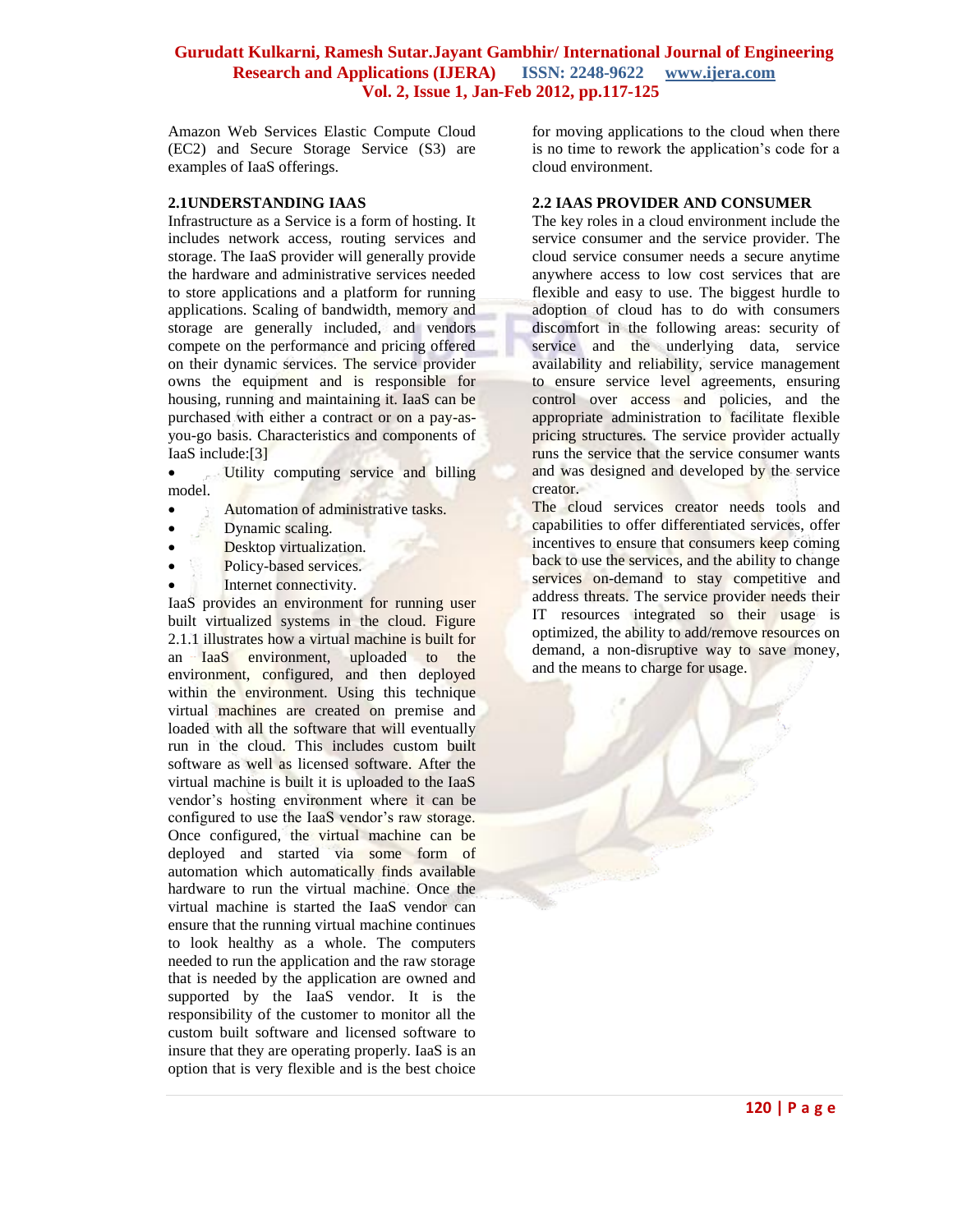Amazon Web Services Elastic Compute Cloud (EC2) and Secure Storage Service (S3) are examples of IaaS offerings.

### 2.1UNDERSTANDING IAAS

Infrastructure as a Service is a form of hosting. It includes network access, routing services and storage. The IaaS provider will generally provide the hardware and administrative services needed to store applications and a platform for running applications. Scaling of bandwidth, memory and storage are generally included, and vendors compete on the performance and pricing offered on their dynamic services. The service provider owns the equipment and is responsible for housing, running and maintaining it. IaaS can be purchased with either a contract or on a pay-as-you-go basis. Characteristics and components of IaaS include:[3]

- Utility computing service and billing model.
- Automation of administrative tasks.
- Dynamic scaling.
- Desktop virtualization.
- Policy-based services.
- Internet connectivity.

IaaS provides an environment for running user built virtualized systems in the cloud. Figure 2.1.1 illustrates how a virtual machine is built for an IaaS environment, uploaded to the environment, configured, and then deployed within the environment. Using this technique virtual machines are created on premise and loaded with all the software that will eventually run in the cloud. This includes custom built software as well as licensed software. After the virtual machine is built it is uploaded to the IaaS vendor's hosting environment where it can be configured to use the IaaS vendor's raw storage. Once configured, the virtual machine can be deployed and started via some form of automation which automatically finds available hardware to run the virtual machine. Once the virtual machine is started the IaaS vendor can ensure that the running virtual machine continues to look healthy as a whole. The computers needed to run the application and the raw storage that is needed by the application are owned and supported by the IaaS vendor. It is the responsibility of the customer to monitor all the custom built software and licensed software to insure that they are operating properly. IaaS is an option that is very flexible and is the best choice for moving applications to the cloud when there is no time to rework the application's code for a cloud environment.

### 2.2 IAAS PROVIDER AND CONSUMER

The key roles in a cloud environment include the service consumer and the service provider. The cloud service consumer needs a secure anytime anywhere access to low cost services that are flexible and easy to use. The biggest hurdle to adoption of cloud has to do with consumers discomfort in the following areas: security of service and the underlying data, service availability and reliability, service management to ensure service level agreements, ensuring control over access and policies, and the appropriate administration to facilitate flexible pricing structures. The service provider actually runs the service that the service consumer wants and was designed and developed by the service creator.

The cloud services creator needs tools and capabilities to offer differentiated services, offer incentives to ensure that consumers keep coming back to use the services, and the ability to change services on-demand to stay competitive and address threats. The service provider needs their IT resources integrated so their usage is optimized, the ability to add/remove resources on demand, a non-disruptive way to save money, and the means to charge for usage.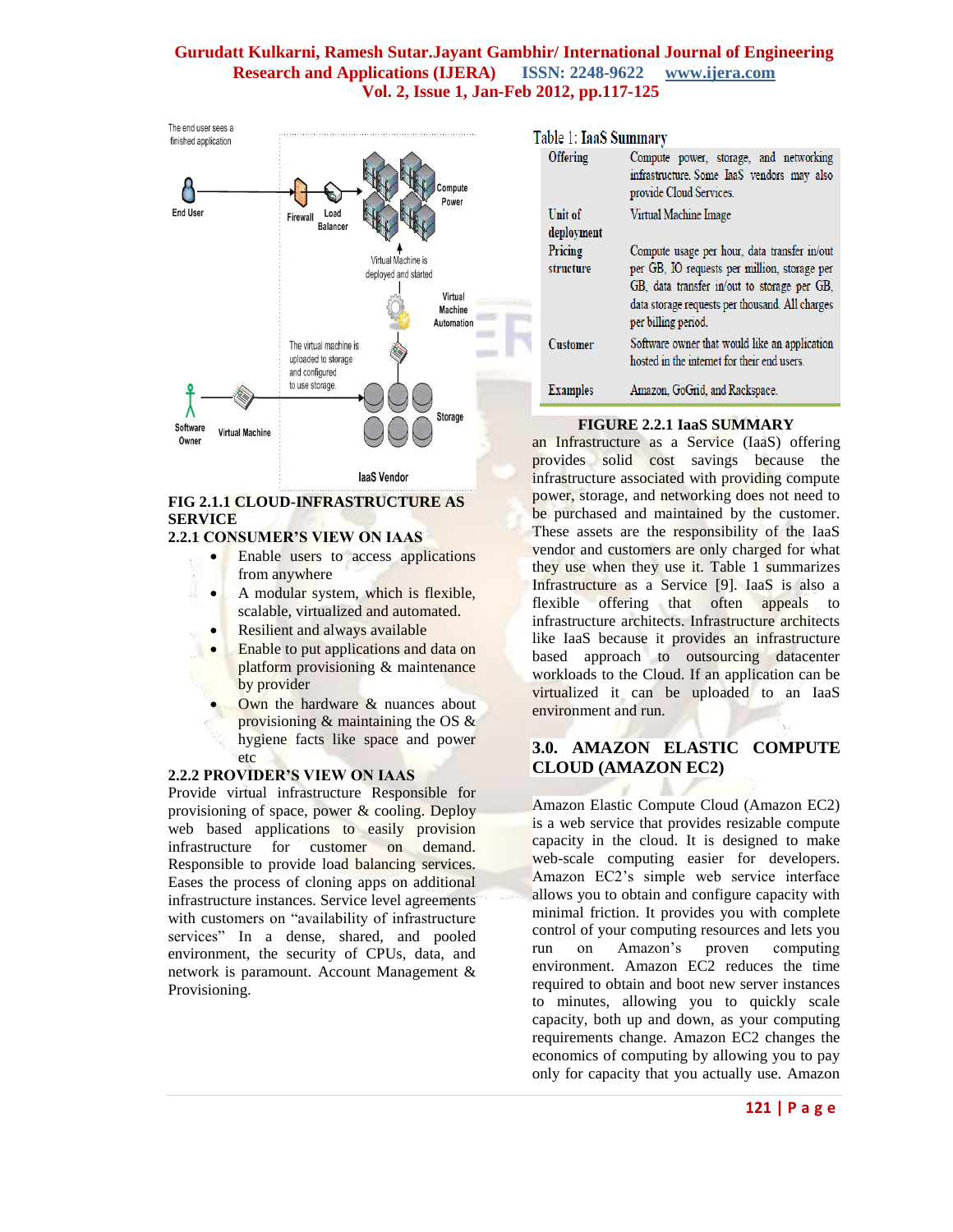FIG 2.1.1 CLOUD-INFRASTRUCTURE AS SERVICE

### 2.2.1 CONSUMER'S VIEW ON IAAS

- Enable users to access applications from anywhere
- A modular system, which is flexible, scalable, virtualized and automated.
- Resilient and always available
- Enable to put applications and data on platform provisioning & maintenance by provider
- Own the hardware & nuances about provisioning & maintaining the OS & hygiene facts like space and power etc

### 2.2.2 PROVIDER'S VIEW ON IAAS

Provide virtual infrastructure Responsible for provisioning of space, power & cooling. Deploy web based applications to easily provision infrastructure for customer on demand. Responsible to provide load balancing services. Eases the process of cloning apps on additional infrastructure instances. Service level agreements with customers on "availability of infrastructure services" In a dense, shared, and pooled environment, the security of CPUs, data, and network is paramount. Account Management & Provisioning.

Table 1: IaaS Summary

| | |
|---|---|
| Offering | Compute power, storage, and networking infrastructure. Some IaaS vendors may also provide Cloud Services. |
| Unit of deployment | Virtual Machine Image |
| Pricing structure | Compute usage per hour, data transfer in/out per GB, IO requests per million, storage per GB, data transfer in/out to storage per GB, data storage requests per thousand. All charges per billing period. |
| Customer | Software owner that would like an application hosted in the internet for their end users. |
| Examples | Amazon, GoGrid, and Rackspace. |

FIGURE 2.2.1 IaaS SUMMARY

an Infrastructure as a Service (IaaS) offering provides solid cost savings because the infrastructure associated with providing compute power, storage, and networking does not need to be purchased and maintained by the customer. These assets are the responsibility of the IaaS vendor and customers are only charged for what they use when they use it. Table 1 summarizes Infrastructure as a Service [9]. IaaS is also a flexible offering that often appeals to infrastructure architects. Infrastructure architects like IaaS because it provides an infrastructure based approach to outsourcing datacenter workloads to the Cloud. If an application can be virtualized it can be uploaded to an IaaS environment and run.

## 3.0. AMAZON ELASTIC COMPUTE CLOUD (AMAZON EC2)

Amazon Elastic Compute Cloud (Amazon EC2) is a web service that provides resizable compute capacity in the cloud. It is designed to make web-scale computing easier for developers. Amazon EC2's simple web service interface allows you to obtain and configure capacity with minimal friction. It provides you with complete control of your computing resources and lets you run on Amazon's proven computing environment. Amazon EC2 reduces the time required to obtain and boot new server instances to minutes, allowing you to quickly scale capacity, both up and down, as your computing requirements change. Amazon EC2 changes the economics of computing by allowing you to pay only for capacity that you actually use. Amazon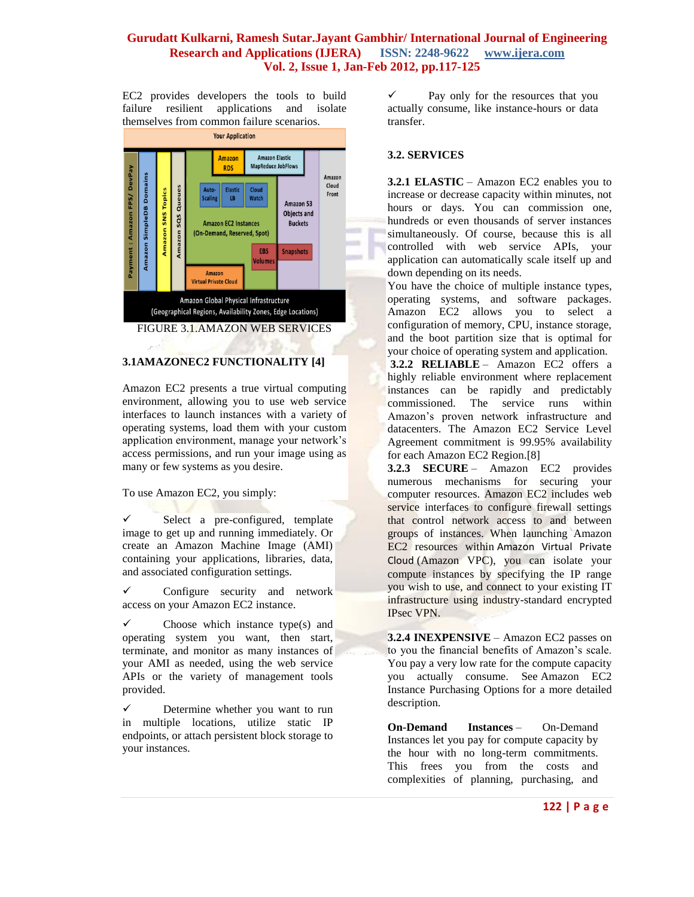EC2 provides developers the tools to build failure resilient applications and isolate themselves from common failure scenarios.

FIGURE 3.1.AMAZON WEB SERVICES

### 3.1AMAZONEC2 FUNCTIONALITY [4]

Amazon EC2 presents a true virtual computing environment, allowing you to use web service interfaces to launch instances with a variety of operating systems, load them with your custom application environment, manage your network's access permissions, and run your image using as many or few systems as you desire.

To use Amazon EC2, you simply:

✓ Select a pre-configured, template image to get up and running immediately. Or create an Amazon Machine Image (AMI) containing your applications, libraries, data, and associated configuration settings.

✓ Configure security and network access on your Amazon EC2 instance.

✓ Choose which instance type(s) and operating system you want, then start, terminate, and monitor as many instances of your AMI as needed, using the web service APIs or the variety of management tools provided.

✓ Determine whether you want to run in multiple locations, utilize static IP endpoints, or attach persistent block storage to your instances.

✓ Pay only for the resources that you actually consume, like instance-hours or data transfer.

### 3.2. SERVICES

**3.2.1 ELASTIC** – Amazon EC2 enables you to increase or decrease capacity within minutes, not hours or days. You can commission one, hundreds or even thousands of server instances simultaneously. Of course, because this is all controlled with web service APIs, your application can automatically scale itself up and down depending on its needs.
You have the choice of multiple instance types, operating systems, and software packages. Amazon EC2 allows you to select a configuration of memory, CPU, instance storage, and the boot partition size that is optimal for your choice of operating system and application.
**3.2.2 RELIABLE** – Amazon EC2 offers a highly reliable environment where replacement instances can be rapidly and predictably commissioned. The service runs within Amazon's proven network infrastructure and datacenters. The Amazon EC2 Service Level Agreement commitment is 99.95% availability for each Amazon EC2 Region.[8]
**3.2.3 SECURE** – Amazon EC2 provides numerous mechanisms for securing your computer resources. Amazon EC2 includes web service interfaces to configure firewall settings that control network access to and between groups of instances. When launching Amazon EC2 resources within Amazon Virtual Private Cloud (Amazon VPC), you can isolate your compute instances by specifying the IP range you wish to use, and connect to your existing IT infrastructure using industry-standard encrypted IPsec VPN.

**3.2.4 INEXPENSIVE** – Amazon EC2 passes on to you the financial benefits of Amazon's scale. You pay a very low rate for the compute capacity you actually consume. See Amazon EC2 Instance Purchasing Options for a more detailed description.

**On-Demand Instances** – On-Demand Instances let you pay for compute capacity by the hour with no long-term commitments. This frees you from the costs and complexities of planning, purchasing, and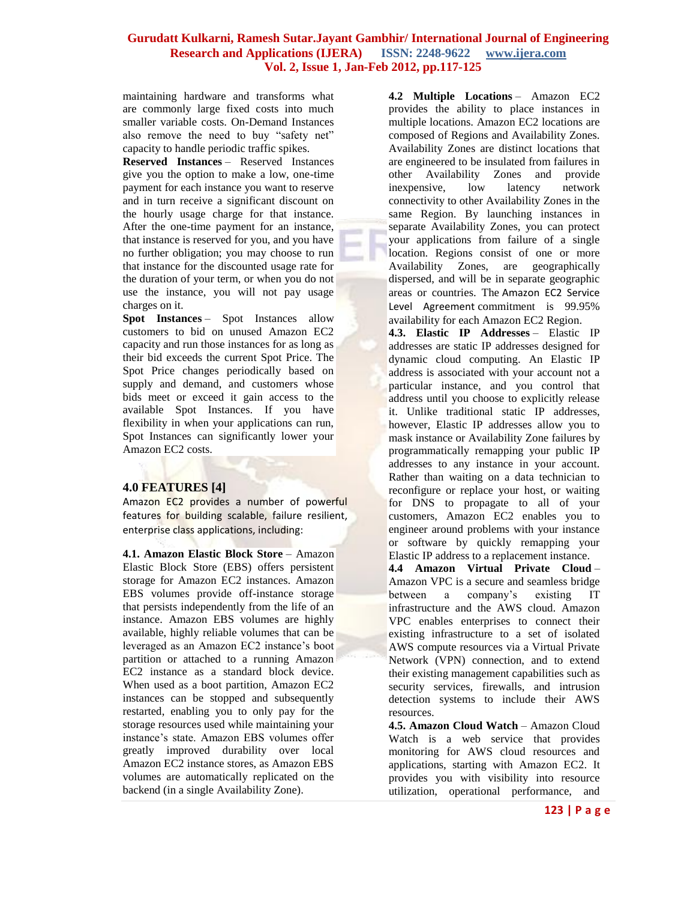maintaining hardware and transforms what are commonly large fixed costs into much smaller variable costs. On-Demand Instances also remove the need to buy "safety net" capacity to handle periodic traffic spikes.

**Reserved Instances** – Reserved Instances give you the option to make a low, one-time payment for each instance you want to reserve and in turn receive a significant discount on the hourly usage charge for that instance. After the one-time payment for an instance, that instance is reserved for you, and you have no further obligation; you may choose to run that instance for the discounted usage rate for the duration of your term, or when you do not use the instance, you will not pay usage charges on it.

**Spot Instances** – Spot Instances allow customers to bid on unused Amazon EC2 capacity and run those instances for as long as their bid exceeds the current Spot Price. The Spot Price changes periodically based on supply and demand, and customers whose bids meet or exceed it gain access to the available Spot Instances. If you have flexibility in when your applications can run, Spot Instances can significantly lower your Amazon EC2 costs.

## 4.0 FEATURES [4]

Amazon EC2 provides a number of powerful features for building scalable, failure resilient, enterprise class applications, including:

**4.1. Amazon Elastic Block Store** – Amazon Elastic Block Store (EBS) offers persistent storage for Amazon EC2 instances. Amazon EBS volumes provide off-instance storage that persists independently from the life of an instance. Amazon EBS volumes are highly available, highly reliable volumes that can be leveraged as an Amazon EC2 instance's boot partition or attached to a running Amazon EC2 instance as a standard block device. When used as a boot partition, Amazon EC2 instances can be stopped and subsequently restarted, enabling you to only pay for the storage resources used while maintaining your instance's state. Amazon EBS volumes offer greatly improved durability over local Amazon EC2 instance stores, as Amazon EBS volumes are automatically replicated on the backend (in a single Availability Zone).

**4.2 Multiple Locations** – Amazon EC2 provides the ability to place instances in multiple locations. Amazon EC2 locations are composed of Regions and Availability Zones. Availability Zones are distinct locations that are engineered to be insulated from failures in other Availability Zones and provide inexpensive, low latency network connectivity to other Availability Zones in the same Region. By launching instances in separate Availability Zones, you can protect your applications from failure of a single location. Regions consist of one or more Availability Zones, are geographically dispersed, and will be in separate geographic areas or countries. The Amazon EC2 Service Level Agreement commitment is 99.95% availability for each Amazon EC2 Region.

**4.3. Elastic IP Addresses** – Elastic IP addresses are static IP addresses designed for dynamic cloud computing. An Elastic IP address is associated with your account not a particular instance, and you control that address until you choose to explicitly release it. Unlike traditional static IP addresses, however, Elastic IP addresses allow you to mask instance or Availability Zone failures by programmatically remapping your public IP addresses to any instance in your account. Rather than waiting on a data technician to reconfigure or replace your host, or waiting for DNS to propagate to all of your customers, Amazon EC2 enables you to engineer around problems with your instance or software by quickly remapping your Elastic IP address to a replacement instance.

**4.4 Amazon Virtual Private Cloud** – Amazon VPC is a secure and seamless bridge between a company's existing IT infrastructure and the AWS cloud. Amazon VPC enables enterprises to connect their existing infrastructure to a set of isolated AWS compute resources via a Virtual Private Network (VPN) connection, and to extend their existing management capabilities such as security services, firewalls, and intrusion detection systems to include their AWS resources.

**4.5. Amazon Cloud Watch** – Amazon Cloud Watch is a web service that provides monitoring for AWS cloud resources and applications, starting with Amazon EC2. It provides you with visibility into resource utilization, operational performance, and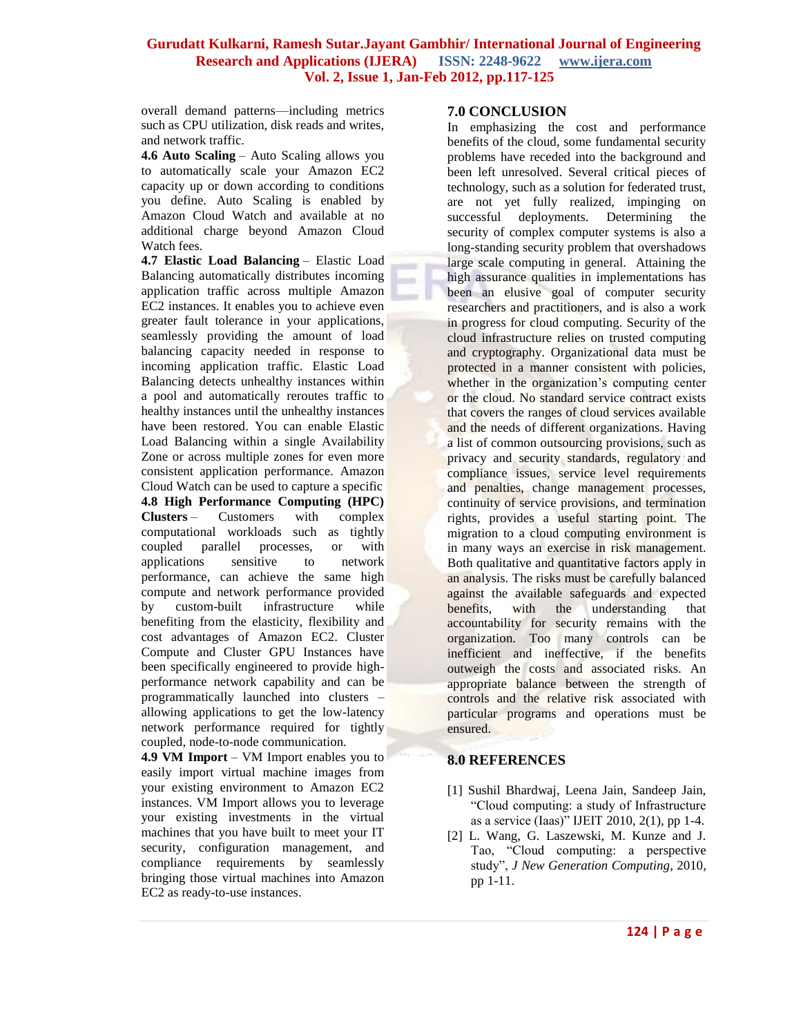overall demand patterns—including metrics such as CPU utilization, disk reads and writes, and network traffic.

**4.6 Auto Scaling** – Auto Scaling allows you to automatically scale your Amazon EC2 capacity up or down according to conditions you define. Auto Scaling is enabled by Amazon Cloud Watch and available at no additional charge beyond Amazon Cloud Watch fees.

**4.7 Elastic Load Balancing** – Elastic Load Balancing automatically distributes incoming application traffic across multiple Amazon EC2 instances. It enables you to achieve even greater fault tolerance in your applications, seamlessly providing the amount of load balancing capacity needed in response to incoming application traffic. Elastic Load Balancing detects unhealthy instances within a pool and automatically reroutes traffic to healthy instances until the unhealthy instances have been restored. You can enable Elastic Load Balancing within a single Availability Zone or across multiple zones for even more consistent application performance. Amazon Cloud Watch can be used to capture a specific

**4.8 High Performance Computing (HPC) Clusters** – Customers with complex computational workloads such as tightly coupled parallel processes, or with applications sensitive to network performance, can achieve the same high compute and network performance provided by custom-built infrastructure while benefiting from the elasticity, flexibility and cost advantages of Amazon EC2. Cluster Compute and Cluster GPU Instances have been specifically engineered to provide high-performance network capability and can be programmatically launched into clusters – allowing applications to get the low-latency network performance required for tightly coupled, node-to-node communication.

**4.9 VM Import** – VM Import enables you to easily import virtual machine images from your existing environment to Amazon EC2 instances. VM Import allows you to leverage your existing investments in the virtual machines that you have built to meet your IT security, configuration management, and compliance requirements by seamlessly bringing those virtual machines into Amazon EC2 as ready-to-use instances.

## 7.0 CONCLUSION

In emphasizing the cost and performance benefits of the cloud, some fundamental security problems have receded into the background and been left unresolved. Several critical pieces of technology, such as a solution for federated trust, are not yet fully realized, impinging on successful deployments. Determining the security of complex computer systems is also a long-standing security problem that overshadows large scale computing in general. Attaining the high assurance qualities in implementations has been an elusive goal of computer security researchers and practitioners, and is also a work in progress for cloud computing. Security of the cloud infrastructure relies on trusted computing and cryptography. Organizational data must be protected in a manner consistent with policies, whether in the organization's computing center or the cloud. No standard service contract exists that covers the ranges of cloud services available and the needs of different organizations. Having a list of common outsourcing provisions, such as privacy and security standards, regulatory and compliance issues, service level requirements and penalties, change management processes, continuity of service provisions, and termination rights, provides a useful starting point. The migration to a cloud computing environment is in many ways an exercise in risk management. Both qualitative and quantitative factors apply in an analysis. The risks must be carefully balanced against the available safeguards and expected benefits, with the understanding that accountability for security remains with the organization. Too many controls can be inefficient and ineffective, if the benefits outweigh the costs and associated risks. An appropriate balance between the strength of controls and the relative risk associated with particular programs and operations must be ensured.

## 8.0 REFERENCES

[1] Sushil Bhardwaj, Leena Jain, Sandeep Jain, "Cloud computing: a study of Infrastructure as a service (Iaas)" IJEIT 2010, 2(1), pp 1-4.

[2] L. Wang, G. Laszewski, M. Kunze and J. Tao, "Cloud computing: a perspective study", *J New Generation Computing*, 2010, pp 1-11.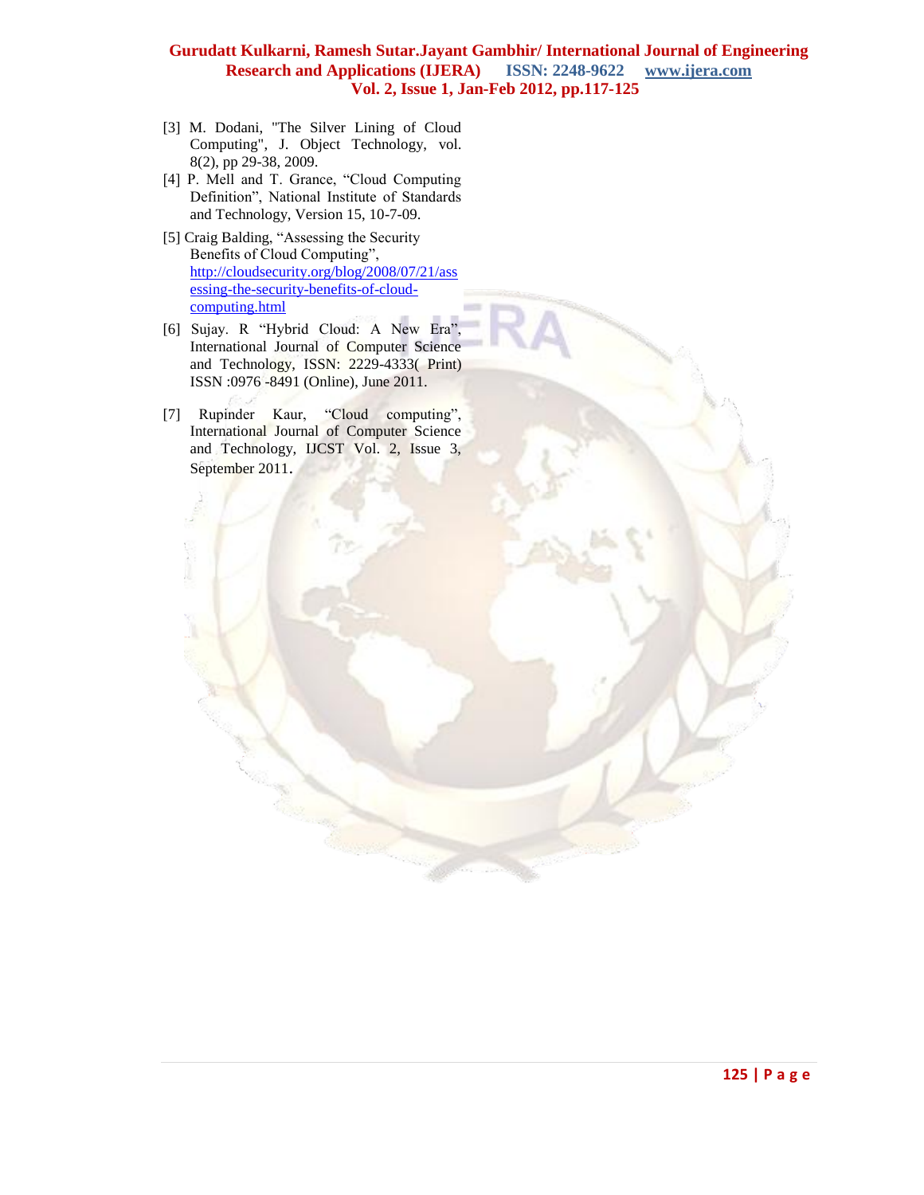[3] M. Dodani, "The Silver Lining of Cloud Computing", J. Object Technology, vol. 8(2), pp 29-38, 2009.

[4] P. Mell and T. Grance, “Cloud Computing Definition”, National Institute of Standards and Technology, Version 15, 10-7-09.

[5] Craig Balding, “Assessing the Security Benefits of Cloud Computing”, http://cloudsecurity.org/blog/2008/07/21/assessing-the-security-benefits-of-cloud-computing.html

[6] Sujay. R “Hybrid Cloud: A New Era”, International Journal of Computer Science and Technology, ISSN: 2229-4333( Print) ISSN :0976 -8491 (Online), June 2011.

[7] Rupinder Kaur, “Cloud computing”, International Journal of Computer Science and Technology, IJCST Vol. 2, Issue 3, September 2011.